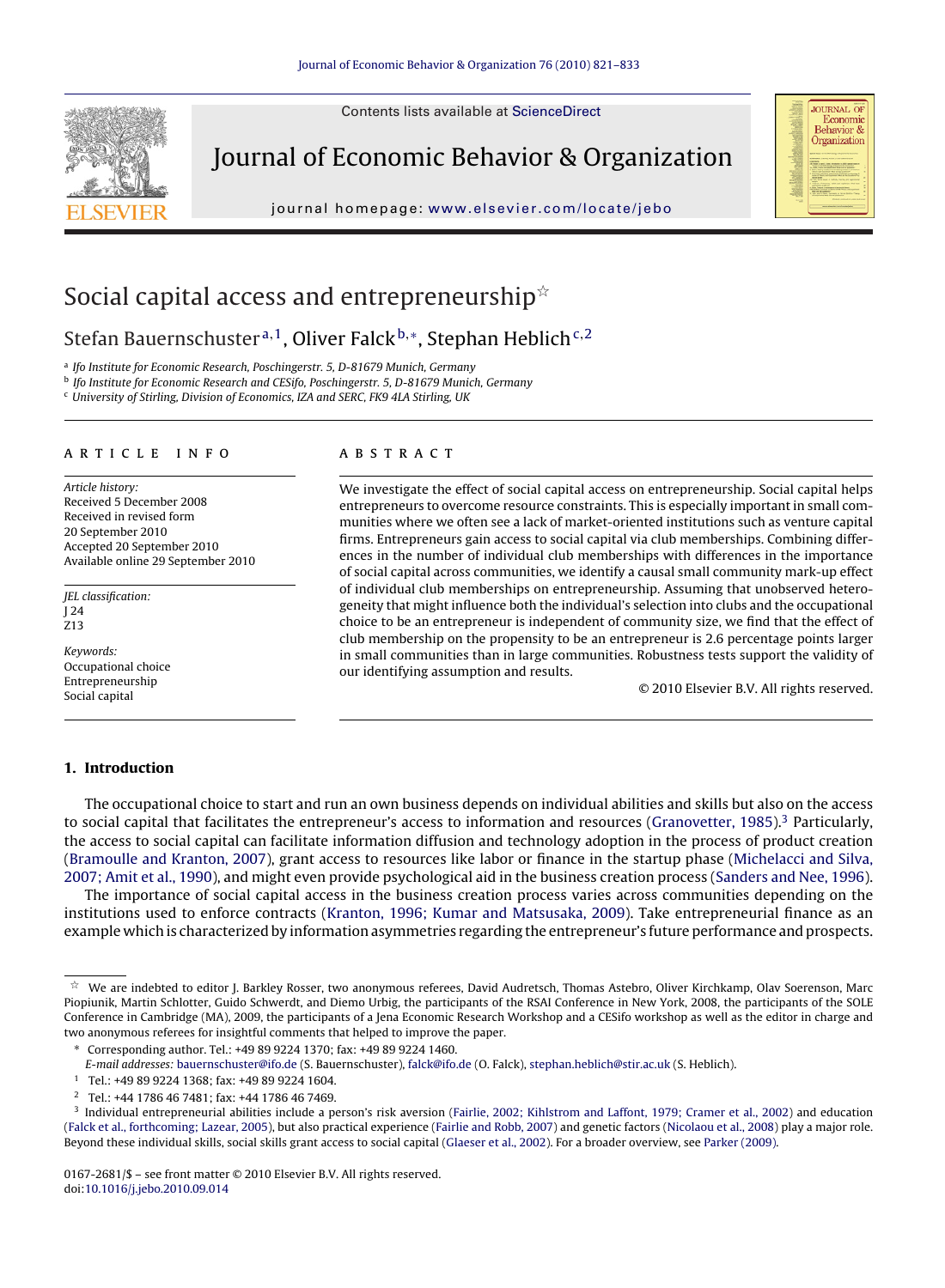# Social capital access and entrepreneurship[☆]

Stefan Bauernschuster[a,1], Oliver Falck[b,*], Stephan Heblich[c,2]

[a] Ifo Institute for Economic Research, Poschingerstr. 5, D-81679 Munich, Germany
[b] Ifo Institute for Economic Research and CESifo, Poschingerstr. 5, D-81679 Munich, Germany
[c] University of Stirling, Division of Economics, IZA and SERC, FK9 4LA Stirling, UK

## ARTICLE INFO

*Article history:*
Received 5 December 2008
Received in revised form
20 September 2010
Accepted 20 September 2010
Available online 29 September 2010

*JEL classification:*
J 24
Z13

*Keywords:*
Occupational choice
Entrepreneurship
Social capital

## ABSTRACT

We investigate the effect of social capital access on entrepreneurship. Social capital helps entrepreneurs to overcome resource constraints. This is especially important in small communities where we often see a lack of market-oriented institutions such as venture capital firms. Entrepreneurs gain access to social capital via club memberships. Combining differences in the number of individual club memberships with differences in the importance of social capital across communities, we identify a causal small community mark-up effect of individual club memberships on entrepreneurship. Assuming that unobserved heterogeneity that might influence both the individual's selection into clubs and the occupational choice to be an entrepreneur is independent of community size, we find that the effect of club membership on the propensity to be an entrepreneur is 2.6 percentage points larger in small communities than in large communities. Robustness tests support the validity of our identifying assumption and results.

© 2010 Elsevier B.V. All rights reserved.

## 1. Introduction

The occupational choice to start and run an own business depends on individual abilities and skills but also on the access to social capital that facilitates the entrepreneur's access to information and resources (Granovetter, 1985).[3] Particularly, the access to social capital can facilitate information diffusion and technology adoption in the process of product creation (Bramoulle and Kranton, 2007), grant access to resources like labor or finance in the startup phase (Michelacci and Silva, 2007; Amit et al., 1990), and might even provide psychological aid in the business creation process (Sanders and Nee, 1996).

The importance of social capital access in the business creation process varies across communities depending on the institutions used to enforce contracts (Kranton, 1996; Kumar and Matsusaka, 2009). Take entrepreneurial finance as an example which is characterized by information asymmetries regarding the entrepreneur's future performance and prospects.

---

☆ We are indebted to editor J. Barkley Rosser, two anonymous referees, David Audretsch, Thomas Astebro, Oliver Kirchkamp, Olav Soerenson, Marc Piopiunik, Martin Schlotter, Guido Schwerdt, and Diemo Urbig, the participants of the RSAI Conference in New York, 2008, the participants of the SOLE Conference in Cambridge (MA), 2009, the participants of a Jena Economic Research Workshop and a CESifo workshop as well as the editor in charge and two anonymous referees for insightful comments that helped to improve the paper.

\* Corresponding author. Tel.: +49 89 9224 1370; fax: +49 89 9224 1460.
*E-mail addresses:* bauernschuster@ifo.de (S. Bauernschuster), falck@ifo.de (O. Falck), stephan.heblich@stir.ac.uk (S. Heblich).

[1] Tel.: +49 89 9224 1368; fax: +49 89 9224 1604.

[2] Tel.: +44 1786 46 7481; fax: +44 1786 46 7469.

[3] Individual entrepreneurial abilities include a person's risk aversion (Fairlie, 2002; Kihlstrom and Laffont, 1979; Cramer et al., 2002) and education (Falck et al., forthcoming; Lazear, 2005), but also practical experience (Fairlie and Robb, 2007) and genetic factors (Nicolaou et al., 2008) play a major role. Beyond these individual skills, social skills grant access to social capital (Glaeser et al., 2002). For a broader overview, see Parker (2009).

0167-2681/$ – see front matter © 2010 Elsevier B.V. All rights reserved.
doi:10.1016/j.jebo.2010.09.014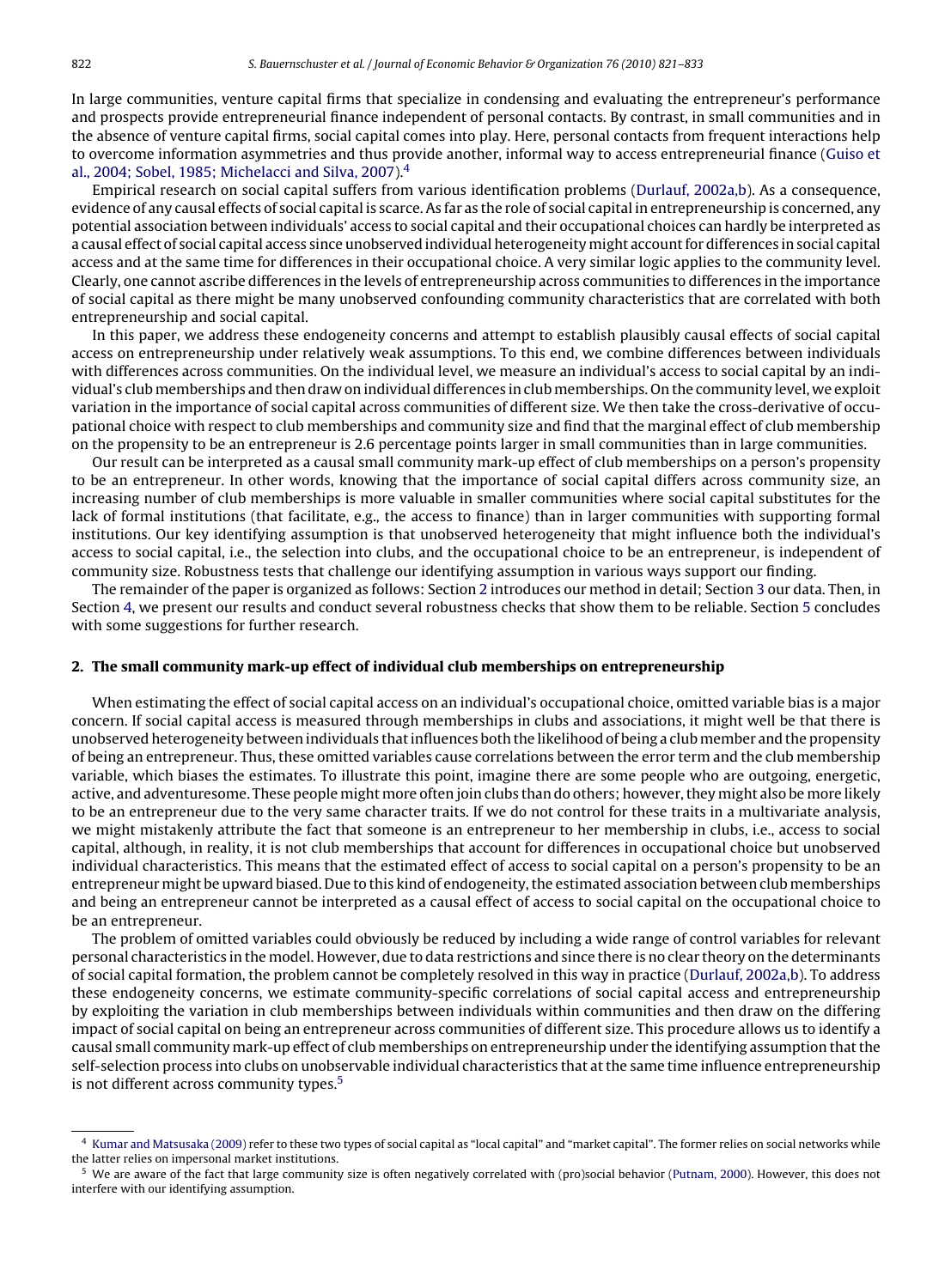In large communities, venture capital firms that specialize in condensing and evaluating the entrepreneur's performance and prospects provide entrepreneurial finance independent of personal contacts. By contrast, in small communities and in the absence of venture capital firms, social capital comes into play. Here, personal contacts from frequent interactions help to overcome information asymmetries and thus provide another, informal way to access entrepreneurial finance (Guiso et al., 2004; Sobel, 1985; Michelacci and Silva, 2007).[4]

Empirical research on social capital suffers from various identification problems (Durlauf, 2002a,b). As a consequence, evidence of any causal effects of social capital is scarce. As far as the role of social capital in entrepreneurship is concerned, any potential association between individuals' access to social capital and their occupational choices can hardly be interpreted as a causal effect of social capital access since unobserved individual heterogeneity might account for differences in social capital access and at the same time for differences in their occupational choice. A very similar logic applies to the community level. Clearly, one cannot ascribe differences in the levels of entrepreneurship across communities to differences in the importance of social capital as there might be many unobserved confounding community characteristics that are correlated with both entrepreneurship and social capital.

In this paper, we address these endogeneity concerns and attempt to establish plausibly causal effects of social capital access on entrepreneurship under relatively weak assumptions. To this end, we combine differences between individuals with differences across communities. On the individual level, we measure an individual's access to social capital by an individual's club memberships and then draw on individual differences in club memberships. On the community level, we exploit variation in the importance of social capital across communities of different size. We then take the cross-derivative of occupational choice with respect to club memberships and community size and find that the marginal effect of club membership on the propensity to be an entrepreneur is 2.6 percentage points larger in small communities than in large communities.

Our result can be interpreted as a causal small community mark-up effect of club memberships on a person's propensity to be an entrepreneur. In other words, knowing that the importance of social capital differs across community size, an increasing number of club memberships is more valuable in smaller communities where social capital substitutes for the lack of formal institutions (that facilitate, e.g., the access to finance) than in larger communities with supporting formal institutions. Our key identifying assumption is that unobserved heterogeneity that might influence both the individual's access to social capital, i.e., the selection into clubs, and the occupational choice to be an entrepreneur, is independent of community size. Robustness tests that challenge our identifying assumption in various ways support our finding.

The remainder of the paper is organized as follows: Section 2 introduces our method in detail; Section 3 our data. Then, in Section 4, we present our results and conduct several robustness checks that show them to be reliable. Section 5 concludes with some suggestions for further research.

## 2. The small community mark-up effect of individual club memberships on entrepreneurship

When estimating the effect of social capital access on an individual's occupational choice, omitted variable bias is a major concern. If social capital access is measured through memberships in clubs and associations, it might well be that there is unobserved heterogeneity between individuals that influences both the likelihood of being a club member and the propensity of being an entrepreneur. Thus, these omitted variables cause correlations between the error term and the club membership variable, which biases the estimates. To illustrate this point, imagine there are some people who are outgoing, energetic, active, and adventuresome. These people might more often join clubs than do others; however, they might also be more likely to be an entrepreneur due to the very same character traits. If we do not control for these traits in a multivariate analysis, we might mistakenly attribute the fact that someone is an entrepreneur to her membership in clubs, i.e., access to social capital, although, in reality, it is not club memberships that account for differences in occupational choice but unobserved individual characteristics. This means that the estimated effect of access to social capital on a person's propensity to be an entrepreneur might be upward biased. Due to this kind of endogeneity, the estimated association between club memberships and being an entrepreneur cannot be interpreted as a causal effect of access to social capital on the occupational choice to be an entrepreneur.

The problem of omitted variables could obviously be reduced by including a wide range of control variables for relevant personal characteristics in the model. However, due to data restrictions and since there is no clear theory on the determinants of social capital formation, the problem cannot be completely resolved in this way in practice (Durlauf, 2002a,b). To address these endogeneity concerns, we estimate community-specific correlations of social capital access and entrepreneurship by exploiting the variation in club memberships between individuals within communities and then draw on the differing impact of social capital on being an entrepreneur across communities of different size. This procedure allows us to identify a causal small community mark-up effect of club memberships on entrepreneurship under the identifying assumption that the self-selection process into clubs on unobservable individual characteristics that at the same time influence entrepreneurship is not different across community types.[5]

---

[4] Kumar and Matsusaka (2009) refer to these two types of social capital as "local capital" and "market capital". The former relies on social networks while the latter relies on impersonal market institutions.

[5] We are aware of the fact that large community size is often negatively correlated with (pro)social behavior (Putnam, 2000). However, this does not interfere with our identifying assumption.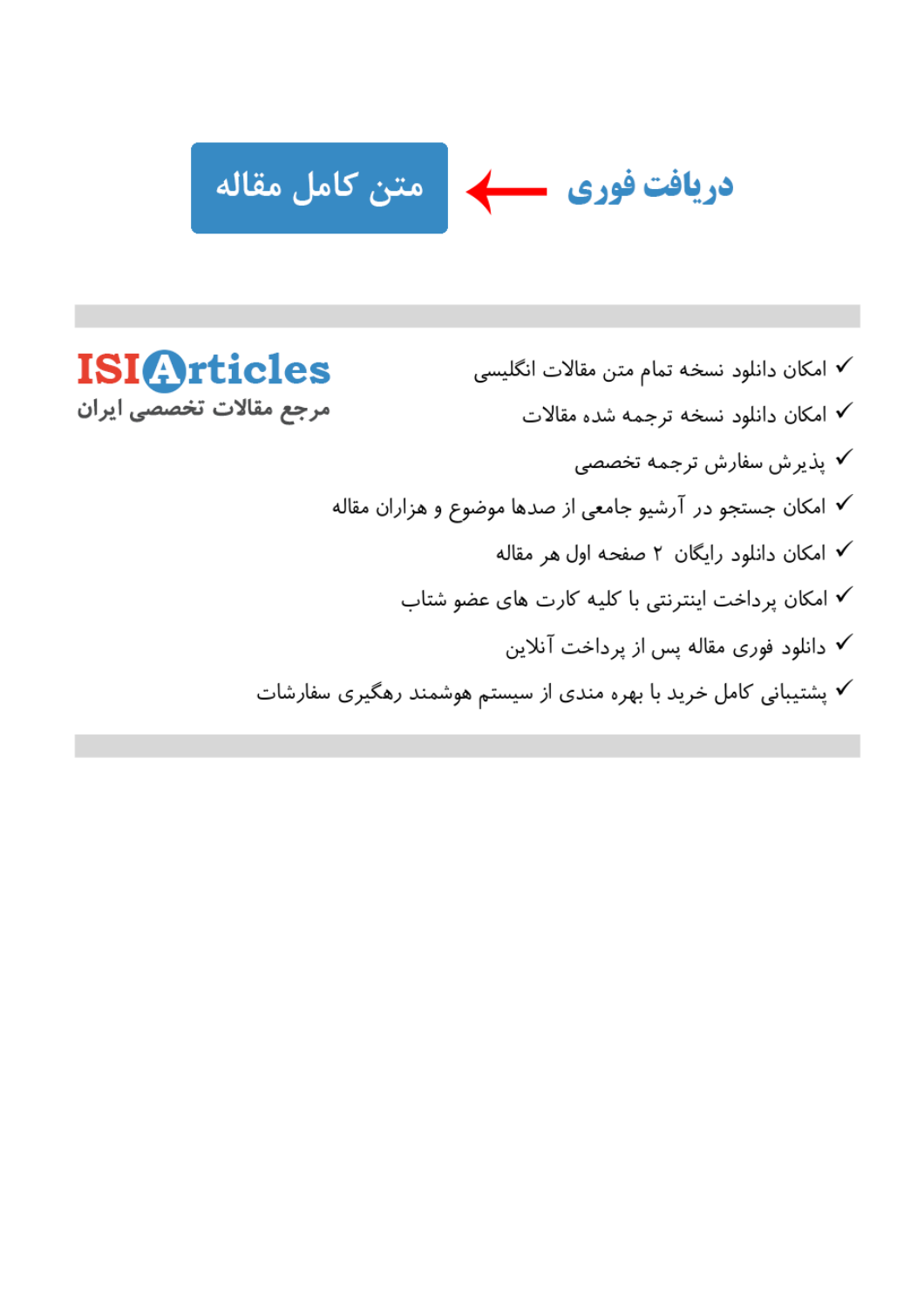دریافت فوری ← متن کامل مقاله

ISIArticles
مرجع مقالات تخصصی ایران

- ✓ امکان دانلود نسخه تمام متن مقالات انگلیسی
- ✓ امکان دانلود نسخه ترجمه شده مقالات
- ✓ پذیرش سفارش ترجمه تخصصی
- ✓ امکان جستجو در آرشیو جامعی از صدها موضوع و هزاران مقاله
- ✓ امکان دانلود رایگان ۲ صفحه اول هر مقاله
- ✓ امکان پرداخت اینترنتی با کلیه کارت های عضو شتاب
- ✓ دانلود فوری مقاله پس از پرداخت آنلاین
- ✓ پشتیبانی کامل خرید با بهره مندی از سیستم هوشمند رهگیری سفارشات